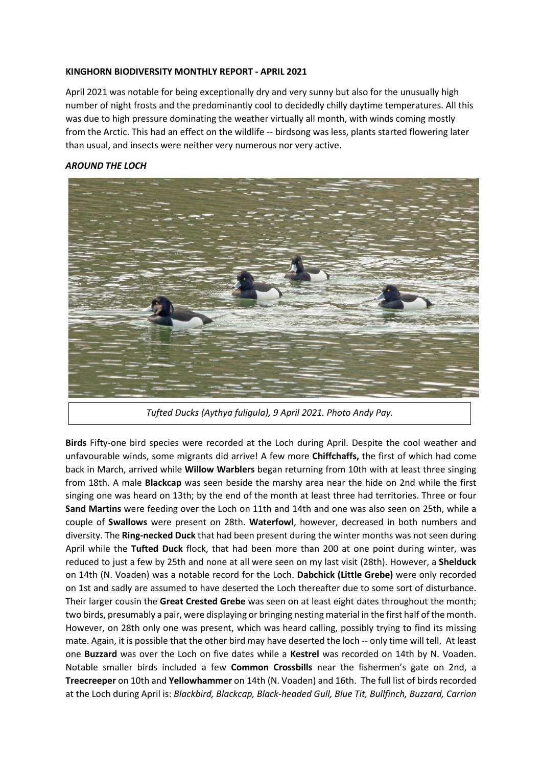**KINGHORN BIODIVERSITY MONTHLY REPORT - APRIL 2021**

April 2021 was notable for being exceptionally dry and very sunny but also for the unusually high number of night frosts and the predominantly cool to decidedly chilly daytime temperatures. All this was due to high pressure dominating the weather virtually all month, with winds coming mostly from the Arctic. This had an effect on the wildlife -- birdsong was less, plants started flowering later than usual, and insects were neither very numerous nor very active.

***AROUND THE LOCH***

*Tufted Ducks (Aythya fuligula), 9 April 2021. Photo Andy Pay.*

**Birds** Fifty-one bird species were recorded at the Loch during April. Despite the cool weather and unfavourable winds, some migrants did arrive! A few more **Chiffchaffs,** the first of which had come back in March, arrived while **Willow Warblers** began returning from 10th with at least three singing from 18th. A male **Blackcap** was seen beside the marshy area near the hide on 2nd while the first singing one was heard on 13th; by the end of the month at least three had territories. Three or four **Sand Martins** were feeding over the Loch on 11th and 14th and one was also seen on 25th, while a couple of **Swallows** were present on 28th. **Waterfowl**, however, decreased in both numbers and diversity. The **Ring-necked Duck** that had been present during the winter months was not seen during April while the **Tufted Duck** flock, that had been more than 200 at one point during winter, was reduced to just a few by 25th and none at all were seen on my last visit (28th). However, a **Shelduck** on 14th (N. Voaden) was a notable record for the Loch. **Dabchick (Little Grebe)** were only recorded on 1st and sadly are assumed to have deserted the Loch thereafter due to some sort of disturbance. Their larger cousin the **Great Crested Grebe** was seen on at least eight dates throughout the month; two birds, presumably a pair, were displaying or bringing nesting material in the first half of the month. However, on 28th only one was present, which was heard calling, possibly trying to find its missing mate. Again, it is possible that the other bird may have deserted the loch -- only time will tell. At least one **Buzzard** was over the Loch on five dates while a **Kestrel** was recorded on 14th by N. Voaden. Notable smaller birds included a few **Common Crossbills** near the fishermen's gate on 2nd, a **Treecreeper** on 10th and **Yellowhammer** on 14th (N. Voaden) and 16th. The full list of birds recorded at the Loch during April is: *Blackbird, Blackcap, Black-headed Gull, Blue Tit, Bullfinch, Buzzard, Carrion*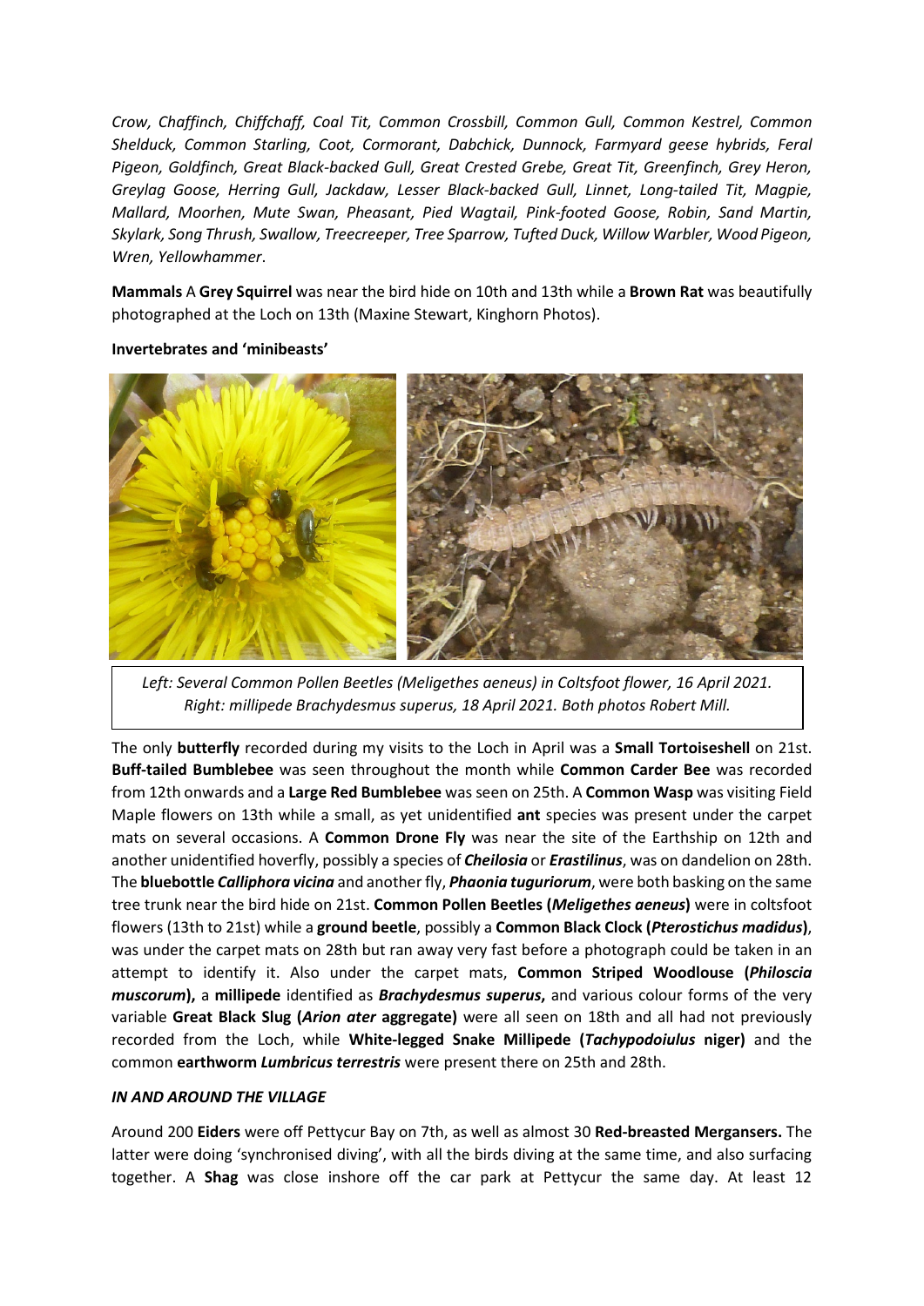*Crow, Chaffinch, Chiffchaff, Coal Tit, Common Crossbill, Common Gull, Common Kestrel, Common Shelduck, Common Starling, Coot, Cormorant, Dabchick, Dunnock, Farmyard geese hybrids, Feral Pigeon, Goldfinch, Great Black-backed Gull, Great Crested Grebe, Great Tit, Greenfinch, Grey Heron, Greylag Goose, Herring Gull, Jackdaw, Lesser Black-backed Gull, Linnet, Long-tailed Tit, Magpie, Mallard, Moorhen, Mute Swan, Pheasant, Pied Wagtail, Pink-footed Goose, Robin, Sand Martin, Skylark, Song Thrush, Swallow, Treecreeper, Tree Sparrow, Tufted Duck, Willow Warbler, Wood Pigeon, Wren, Yellowhammer*.

**Mammals** A **Grey Squirrel** was near the bird hide on 10th and 13th while a **Brown Rat** was beautifully photographed at the Loch on 13th (Maxine Stewart, Kinghorn Photos).

**Invertebrates and 'minibeasts'**

*Left: Several Common Pollen Beetles (Meligethes aeneus) in Coltsfoot flower, 16 April 2021. Right: millipede Brachydesmus superus, 18 April 2021. Both photos Robert Mill.*

The only **butterfly** recorded during my visits to the Loch in April was a **Small Tortoiseshell** on 21st. **Buff-tailed Bumblebee** was seen throughout the month while **Common Carder Bee** was recorded from 12th onwards and a **Large Red Bumblebee** was seen on 25th. A **Common Wasp** was visiting Field Maple flowers on 13th while a small, as yet unidentified **ant** species was present under the carpet mats on several occasions. A **Common Drone Fly** was near the site of the Earthship on 12th and another unidentified hoverfly, possibly a species of ***Cheilosia*** or ***Erastilinus***, was on dandelion on 28th. The **bluebottle *Calliphora vicina*** and another fly, ***Phaonia tuguriorum***, were both basking on the same tree trunk near the bird hide on 21st. **Common Pollen Beetles (*Meligethes aeneus*)** were in coltsfoot flowers (13th to 21st) while a **ground beetle**, possibly a **Common Black Clock (*Pterostichus madidus*)**, was under the carpet mats on 28th but ran away very fast before a photograph could be taken in an attempt to identify it. Also under the carpet mats, **Common Striped Woodlouse (*Philoscia muscorum*)**, a **millipede** identified as ***Brachydesmus superus***, and various colour forms of the very variable **Great Black Slug (*Arion ater* aggregate)** were all seen on 18th and all had not previously recorded from the Loch, while **White-legged Snake Millipede (*Tachypodoiulus* niger)** and the common **earthworm *Lumbricus terrestris*** were present there on 25th and 28th.

***IN AND AROUND THE VILLAGE***

Around 200 **Eiders** were off Pettycur Bay on 7th, as well as almost 30 **Red-breasted Mergansers.** The latter were doing 'synchronised diving', with all the birds diving at the same time, and also surfacing together. A **Shag** was close inshore off the car park at Pettycur the same day. At least 12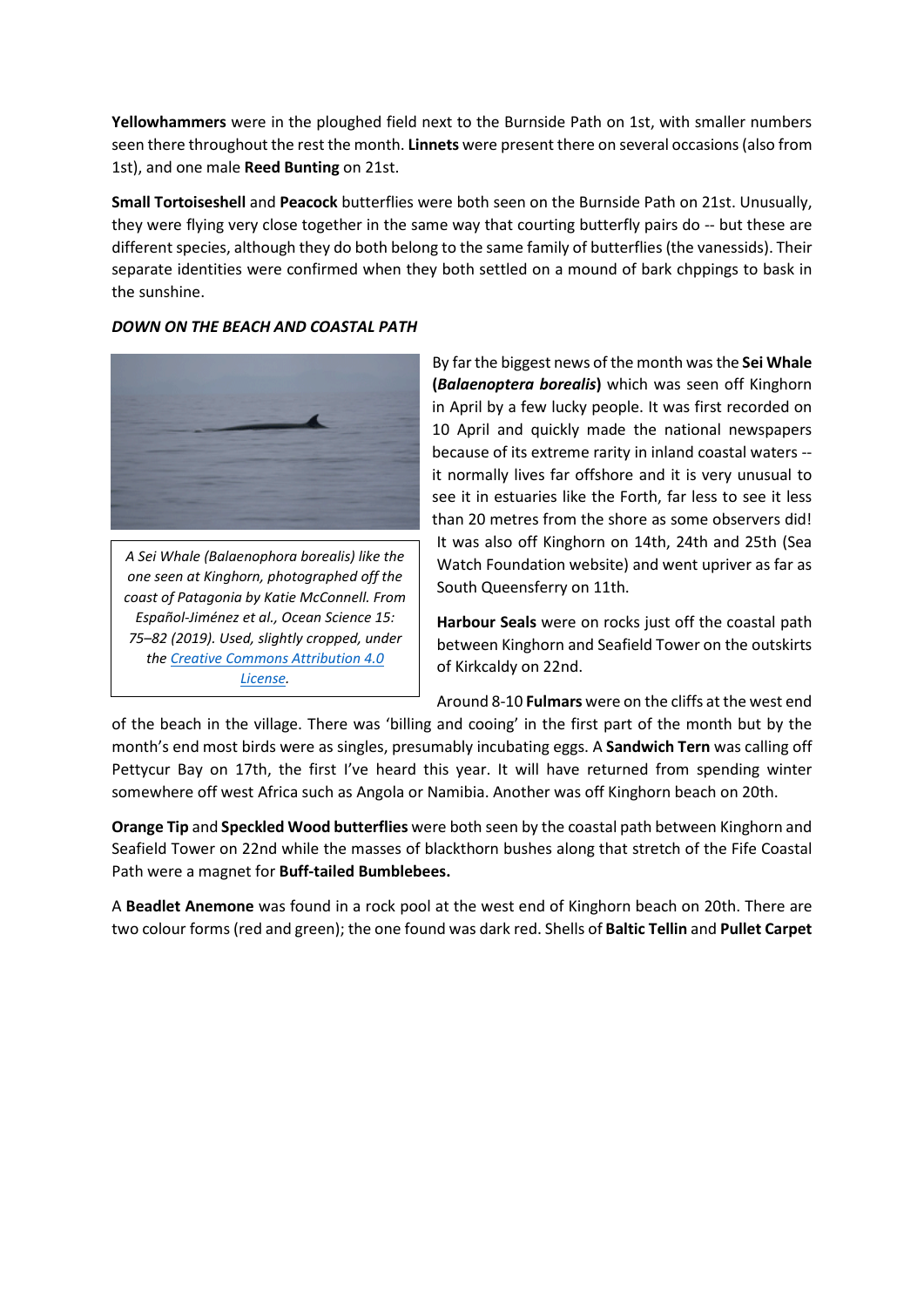**Yellowhammers** were in the ploughed field next to the Burnside Path on 1st, with smaller numbers seen there throughout the rest the month. **Linnets** were present there on several occasions (also from 1st), and one male **Reed Bunting** on 21st.

**Small Tortoiseshell** and **Peacock** butterflies were both seen on the Burnside Path on 21st. Unusually, they were flying very close together in the same way that courting butterfly pairs do -- but these are different species, although they do both belong to the same family of butterflies (the vanessids). Their separate identities were confirmed when they both settled on a mound of bark chppings to bask in the sunshine.

***DOWN ON THE BEACH AND COASTAL PATH***

*A Sei Whale (Balaenophora borealis) like the one seen at Kinghorn, photographed off the coast of Patagonia by Katie McConnell. From Español-Jiménez et al., Ocean Science 15: 75–82 (2019). Used, slightly cropped, under the [Creative Commons Attribution 4.0 License](https://creativecommons.org/licenses/by/4.0/).*

By far the biggest news of the month was the **Sei Whale (*Balaenoptera borealis*)** which was seen off Kinghorn in April by a few lucky people. It was first recorded on 10 April and quickly made the national newspapers because of its extreme rarity in inland coastal waters -- it normally lives far offshore and it is very unusual to see it in estuaries like the Forth, far less to see it less than 20 metres from the shore as some observers did! It was also off Kinghorn on 14th, 24th and 25th (Sea Watch Foundation website) and went upriver as far as South Queensferry on 11th.

**Harbour Seals** were on rocks just off the coastal path between Kinghorn and Seafield Tower on the outskirts of Kirkcaldy on 22nd.

Around 8-10 **Fulmars** were on the cliffs at the west end of the beach in the village. There was 'billing and cooing' in the first part of the month but by the month's end most birds were as singles, presumably incubating eggs. A **Sandwich Tern** was calling off Pettycur Bay on 17th, the first I've heard this year. It will have returned from spending winter somewhere off west Africa such as Angola or Namibia. Another was off Kinghorn beach on 20th.

**Orange Tip** and **Speckled Wood butterflies** were both seen by the coastal path between Kinghorn and Seafield Tower on 22nd while the masses of blackthorn bushes along that stretch of the Fife Coastal Path were a magnet for **Buff-tailed Bumblebees.**

A **Beadlet Anemone** was found in a rock pool at the west end of Kinghorn beach on 20th. There are two colour forms (red and green); the one found was dark red. Shells of **Baltic Tellin** and **Pullet Carpet**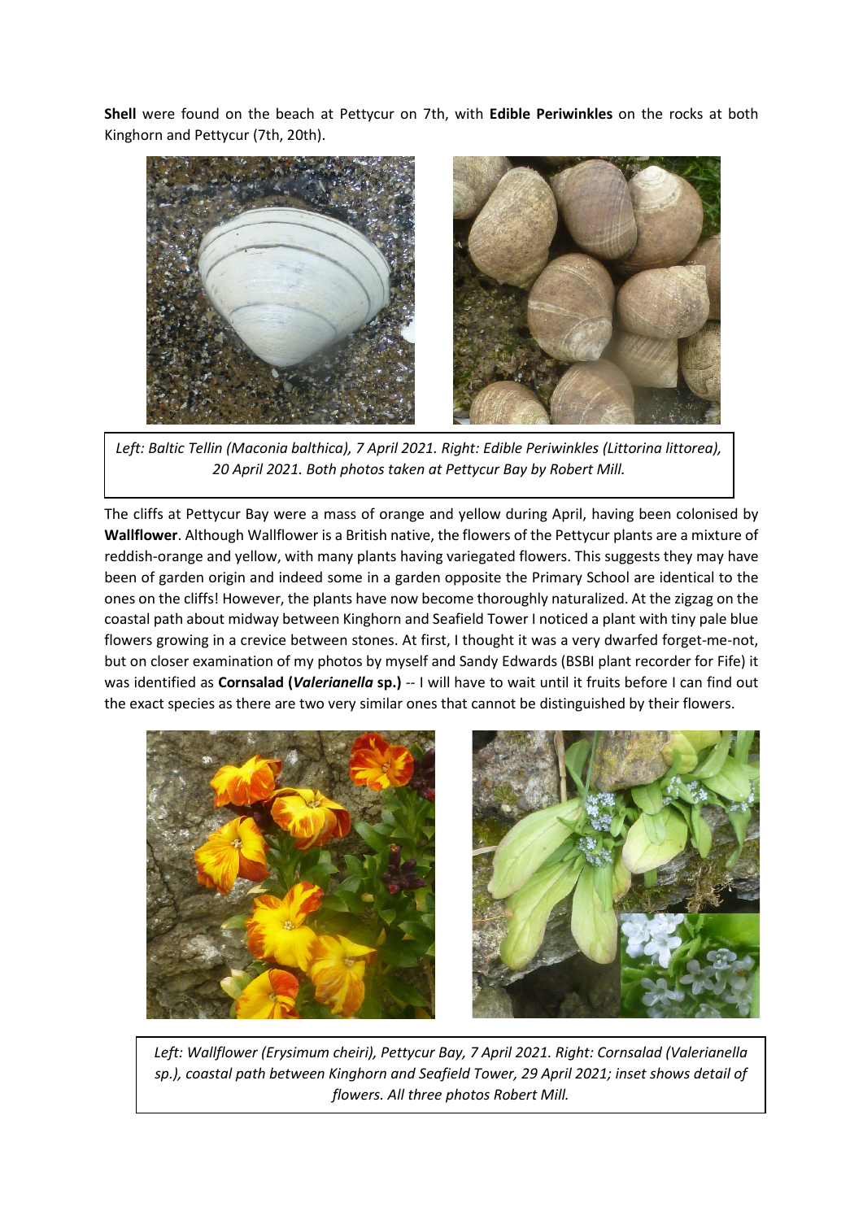**Shell** were found on the beach at Pettycur on 7th, with **Edible Periwinkles** on the rocks at both Kinghorn and Pettycur (7th, 20th).

*Left: Baltic Tellin (Maconia balthica), 7 April 2021. Right: Edible Periwinkles (Littorina littorea), 20 April 2021. Both photos taken at Pettycur Bay by Robert Mill.*

The cliffs at Pettycur Bay were a mass of orange and yellow during April, having been colonised by **Wallflower**. Although Wallflower is a British native, the flowers of the Pettycur plants are a mixture of reddish-orange and yellow, with many plants having variegated flowers. This suggests they may have been of garden origin and indeed some in a garden opposite the Primary School are identical to the ones on the cliffs! However, the plants have now become thoroughly naturalized. At the zigzag on the coastal path about midway between Kinghorn and Seafield Tower I noticed a plant with tiny pale blue flowers growing in a crevice between stones. At first, I thought it was a very dwarfed forget-me-not, but on closer examination of my photos by myself and Sandy Edwards (BSBI plant recorder for Fife) it was identified as **Cornsalad (*Valerianella* sp.)** -- I will have to wait until it fruits before I can find out the exact species as there are two very similar ones that cannot be distinguished by their flowers.

*Left: Wallflower (Erysimum cheiri), Pettycur Bay, 7 April 2021. Right: Cornsalad (Valerianella sp.), coastal path between Kinghorn and Seafield Tower, 29 April 2021; inset shows detail of flowers. All three photos Robert Mill.*